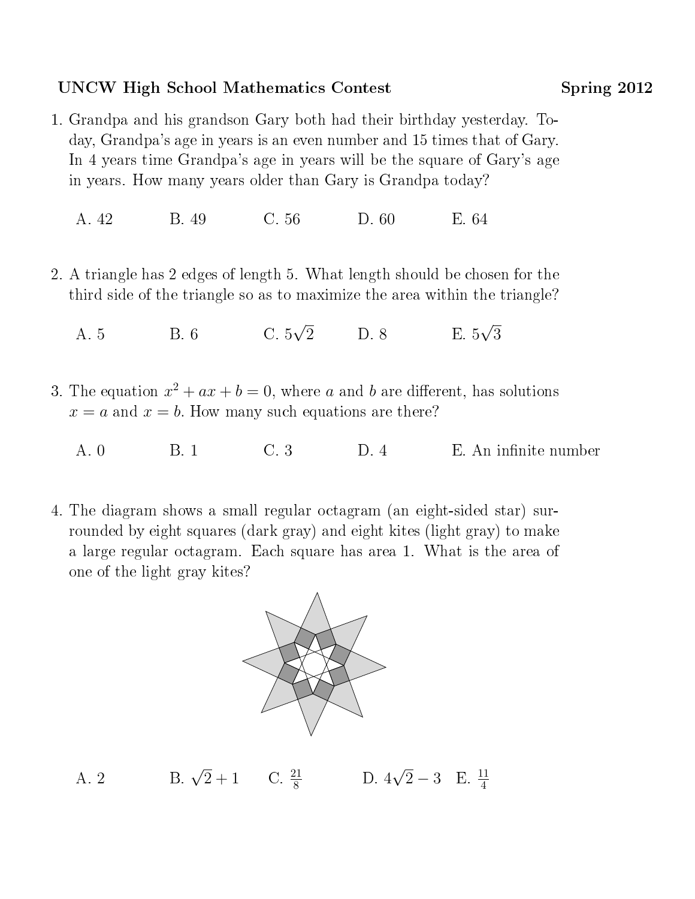**UNCW High School Mathematics Contest** **Spring 2012**

1. Grandpa and his grandson Gary both had their birthday yesterday. Today, Grandpa's age in years is an even number and 15 times that of Gary. In 4 years time Grandpa's age in years will be the square of Gary's age in years. How many years older than Gary is Grandpa today?

   A. 42 B. 49 C. 56 D. 60 E. 64

2. A triangle has 2 edges of length 5. What length should be chosen for the third side of the triangle so as to maximize the area within the triangle?

   A. 5 B. 6 C. $5\sqrt{2}$ D. 8 E. $5\sqrt{3}$

3. The equation $x^2 + ax + b = 0$, where $a$ and $b$ are different, has solutions $x = a$ and $x = b$. How many such equations are there?

   A. 0 B. 1 C. 3 D. 4 E. An infinite number

4. The diagram shows a small regular octagram (an eight-sided star) surrounded by eight squares (dark gray) and eight kites (light gray) to make a large regular octagram. Each square has area 1. What is the area of one of the light gray kites?

   A. 2 B. $\sqrt{2} + 1$ C. $\frac{21}{8}$ D. $4\sqrt{2} - 3$ E. $\frac{11}{4}$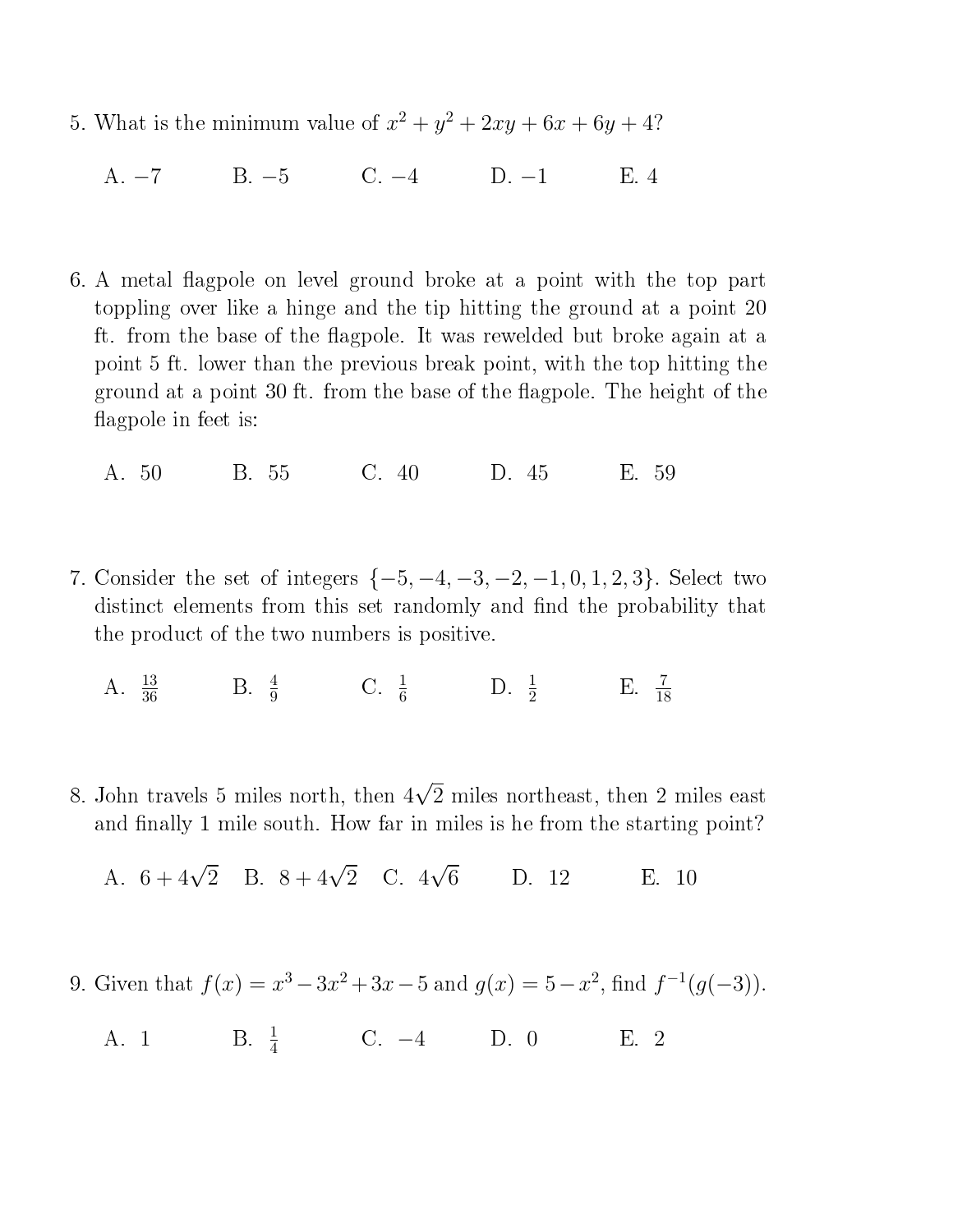5. What is the minimum value of $x^2 + y^2 + 2xy + 6x + 6y + 4$?

   A. $-7$ B. $-5$ C. $-4$ D. $-1$ E. $4$

6. A metal flagpole on level ground broke at a point with the top part toppling over like a hinge and the tip hitting the ground at a point 20 ft. from the base of the flagpole. It was rewelded but broke again at a point 5 ft. lower than the previous break point, with the top hitting the ground at a point 30 ft. from the base of the flagpole. The height of the flagpole in feet is:

   A. 50 B. 55 C. 40 D. 45 E. 59

7. Consider the set of integers $\{-5, -4, -3, -2, -1, 0, 1, 2, 3\}$. Select two distinct elements from this set randomly and find the probability that the product of the two numbers is positive.

   A. $\frac{13}{36}$ B. $\frac{4}{9}$ C. $\frac{1}{6}$ D. $\frac{1}{2}$ E. $\frac{7}{18}$

8. John travels 5 miles north, then $4\sqrt{2}$ miles northeast, then 2 miles east and finally 1 mile south. How far in miles is he from the starting point?

   A. $6 + 4\sqrt{2}$ B. $8 + 4\sqrt{2}$ C. $4\sqrt{6}$ D. 12 E. 10

9. Given that $f(x) = x^3 - 3x^2 + 3x - 5$ and $g(x) = 5 - x^2$, find $f^{-1}(g(-3))$.

   A. 1 B. $\frac{1}{4}$ C. $-4$ D. 0 E. 2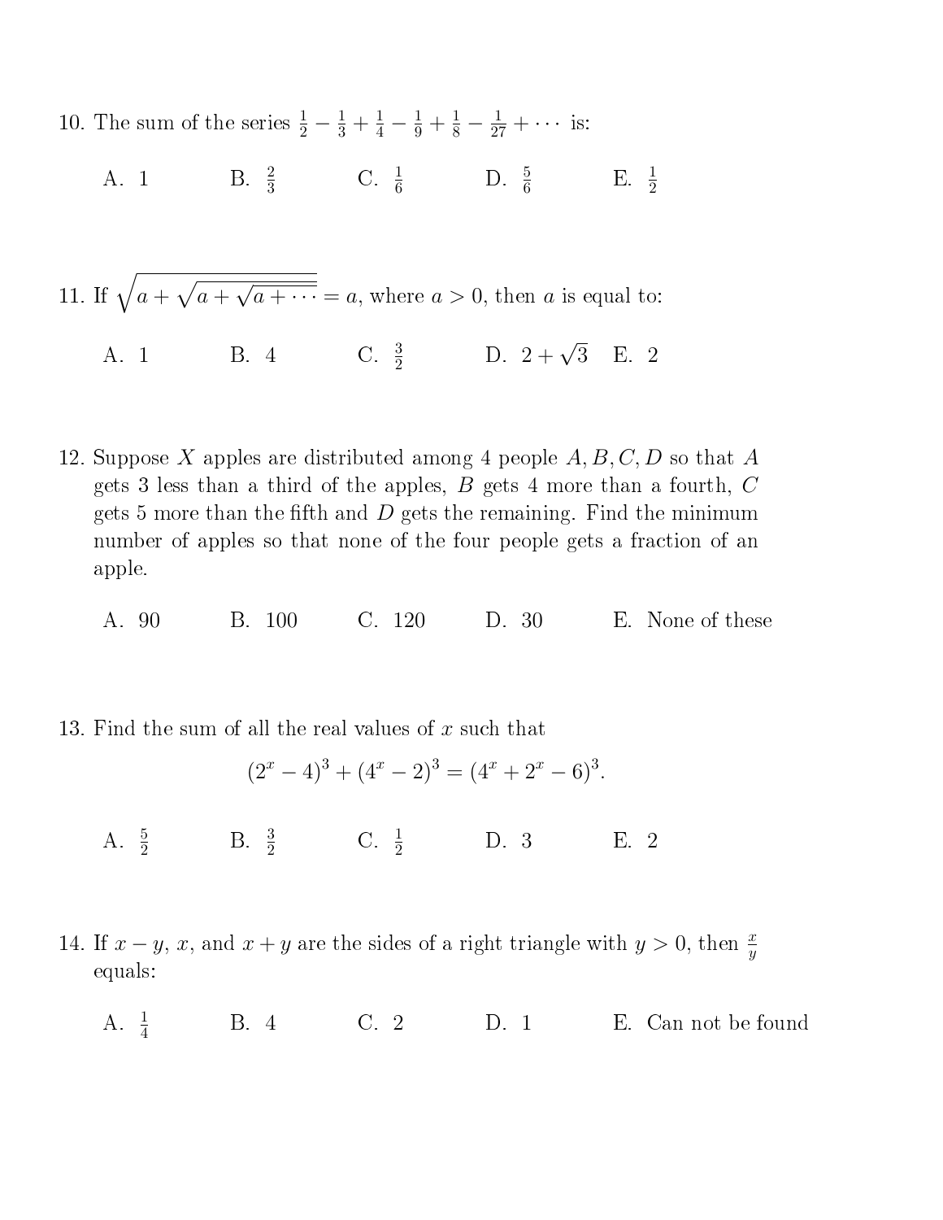10. The sum of the series $\frac{1}{2} - \frac{1}{3} + \frac{1}{4} - \frac{1}{9} + \frac{1}{8} - \frac{1}{27} + \cdots$ is:

    A. 1 B. $\frac{2}{3}$ C. $\frac{1}{6}$ D. $\frac{5}{6}$ E. $\frac{1}{2}$

11. If $\sqrt{a + \sqrt{a + \sqrt{a + \cdots}}} = a$, where $a > 0$, then $a$ is equal to:

    A. 1 B. 4 C. $\frac{3}{2}$ D. $2 + \sqrt{3}$ E. 2

12. Suppose $X$ apples are distributed among 4 people $A, B, C, D$ so that $A$ gets 3 less than a third of the apples, $B$ gets 4 more than a fourth, $C$ gets 5 more than the fifth and $D$ gets the remaining. Find the minimum number of apples so that none of the four people gets a fraction of an apple.

    A. 90 B. 100 C. 120 D. 30 E. None of these

13. Find the sum of all the real values of $x$ such that

    $$(2^x - 4)^3 + (4^x - 2)^3 = (4^x + 2^x - 6)^3.$$

    A. $\frac{5}{2}$ B. $\frac{3}{2}$ C. $\frac{1}{2}$ D. 3 E. 2

14. If $x - y$, $x$, and $x + y$ are the sides of a right triangle with $y > 0$, then $\frac{x}{y}$ equals:

    A. $\frac{1}{4}$ B. 4 C. 2 D. 1 E. Can not be found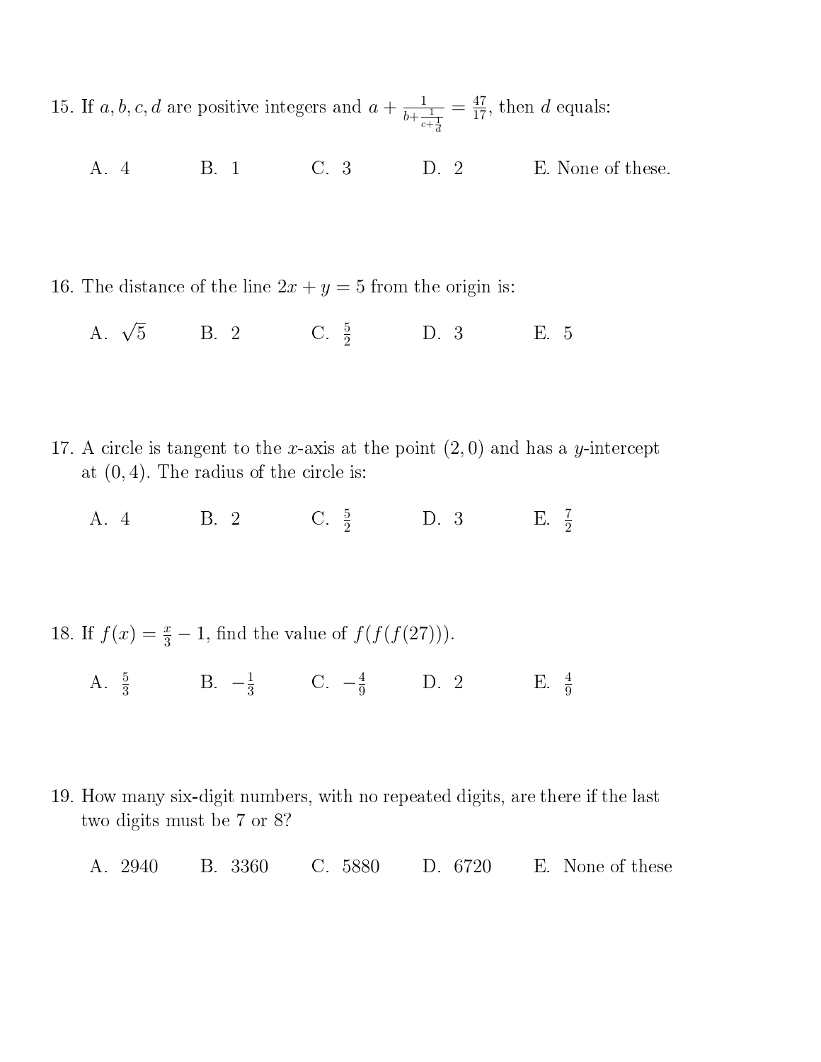15. If $a, b, c, d$ are positive integers and $a + \frac{1}{b+\frac{1}{c+\frac{1}{d}}} = \frac{47}{17}$, then $d$ equals:

A. 4 B. 1 C. 3 D. 2 E. None of these.

16. The distance of the line $2x + y = 5$ from the origin is:

A. $\sqrt{5}$ B. 2 C. $\frac{5}{2}$ D. 3 E. 5

17. A circle is tangent to the $x$-axis at the point $(2, 0)$ and has a $y$-intercept at $(0, 4)$. The radius of the circle is:

A. 4 B. 2 C. $\frac{5}{2}$ D. 3 E. $\frac{7}{2}$

18. If $f(x) = \frac{x}{3} - 1$, find the value of $f(f(f(27)))$.

A. $\frac{5}{3}$ B. $-\frac{1}{3}$ C. $-\frac{4}{9}$ D. 2 E. $\frac{4}{9}$

19. How many six-digit numbers, with no repeated digits, are there if the last two digits must be 7 or 8?

A. 2940 B. 3360 C. 5880 D. 6720 E. None of these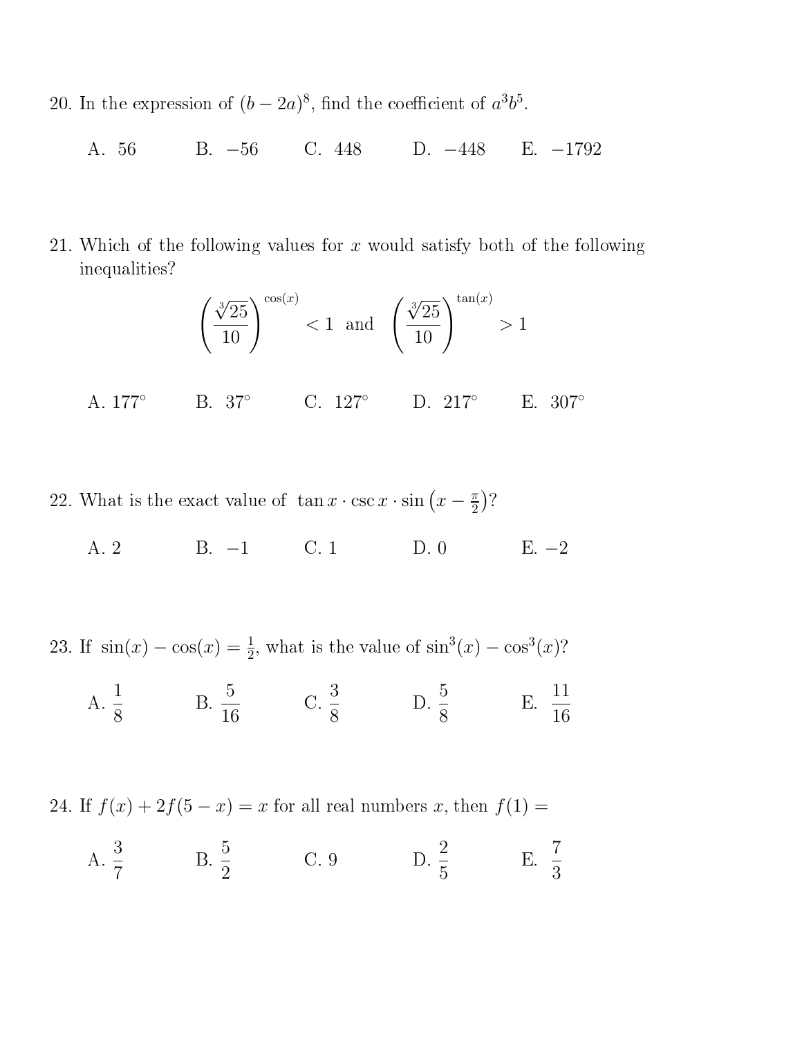20. In the expression of $(b - 2a)^8$, find the coefficient of $a^3b^5$.

A. 56 B. $-56$ C. 448 D. $-448$ E. $-1792$

21. Which of the following values for $x$ would satisfy both of the following inequalities?

$$\left(\frac{\sqrt[3]{25}}{10}\right)^{\cos(x)} < 1 \text{ and } \left(\frac{\sqrt[3]{25}}{10}\right)^{\tan(x)} > 1$$

A. 177° B. 37° C. 127° D. 217° E. 307°

22. What is the exact value of $\tan x \cdot \csc x \cdot \sin\left(x - \frac{\pi}{2}\right)$?

A. 2 B. $-1$ C. 1 D. 0 E. $-2$

23. If $\sin(x) - \cos(x) = \frac{1}{2}$, what is the value of $\sin^3(x) - \cos^3(x)$?

A. $\frac{1}{8}$ B. $\frac{5}{16}$ C. $\frac{3}{8}$ D. $\frac{5}{8}$ E. $\frac{11}{16}$

24. If $f(x) + 2f(5 - x) = x$ for all real numbers $x$, then $f(1) =$

A. $\frac{3}{7}$ B. $\frac{5}{2}$ C. 9 D. $\frac{2}{5}$ E. $\frac{7}{3}$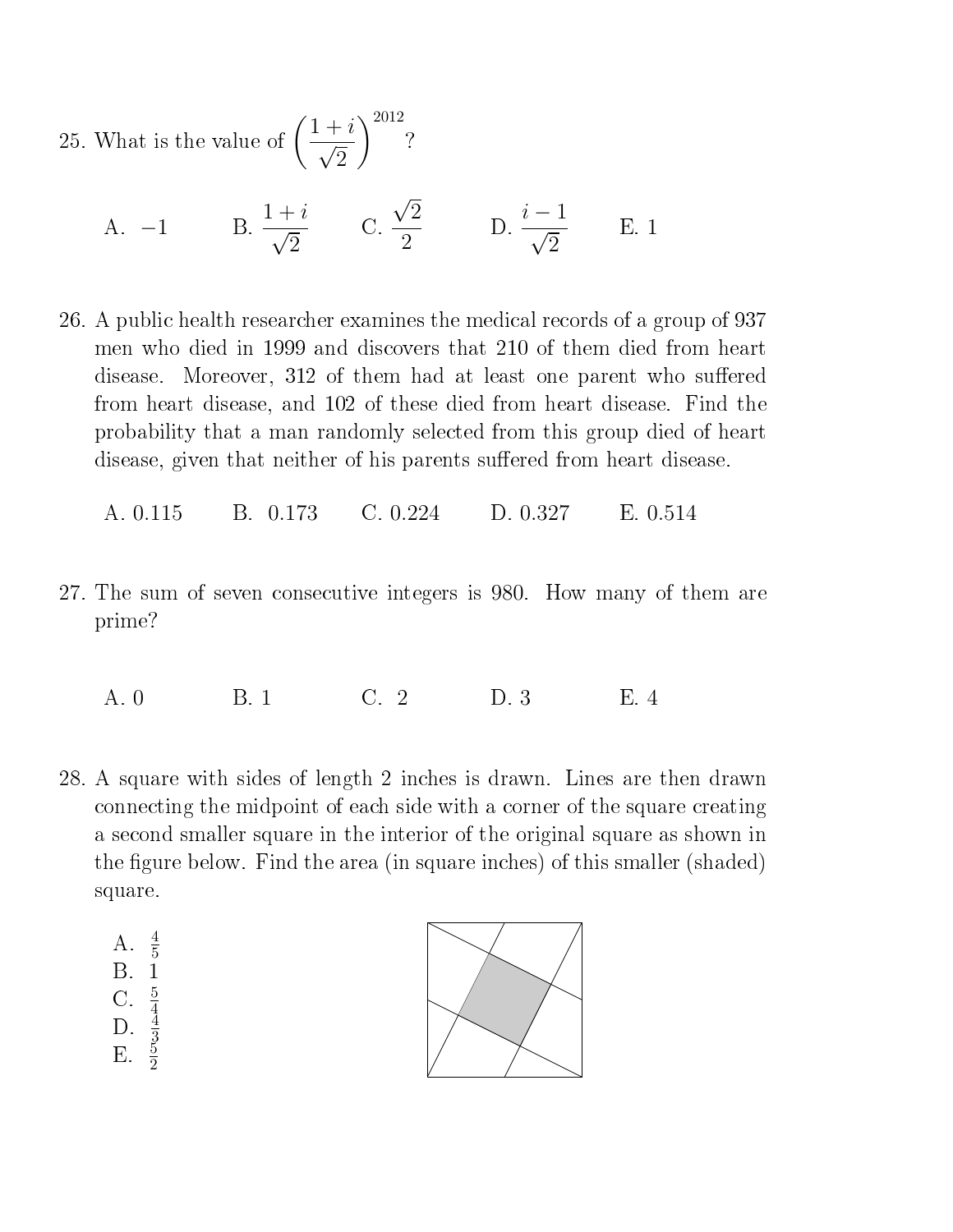25. What is the value of $\left(\frac{1+i}{\sqrt{2}}\right)^{2012}$?

A. $-1$ B. $\frac{1+i}{\sqrt{2}}$ C. $\frac{\sqrt{2}}{2}$ D. $\frac{i-1}{\sqrt{2}}$ E. 1

26. A public health researcher examines the medical records of a group of 937 men who died in 1999 and discovers that 210 of them died from heart disease. Moreover, 312 of them had at least one parent who suffered from heart disease, and 102 of these died from heart disease. Find the probability that a man randomly selected from this group died of heart disease, given that neither of his parents suffered from heart disease.

A. 0.115 B. 0.173 C. 0.224 D. 0.327 E. 0.514

27. The sum of seven consecutive integers is 980. How many of them are prime?

A. 0 B. 1 C. 2 D. 3 E. 4

28. A square with sides of length 2 inches is drawn. Lines are then drawn connecting the midpoint of each side with a corner of the square creating a second smaller square in the interior of the original square as shown in the figure below. Find the area (in square inches) of this smaller (shaded) square.

A. $\frac{4}{5}$
B. 1
C. $\frac{5}{4}$
D. $\frac{4}{3}$
E. $\frac{5}{2}$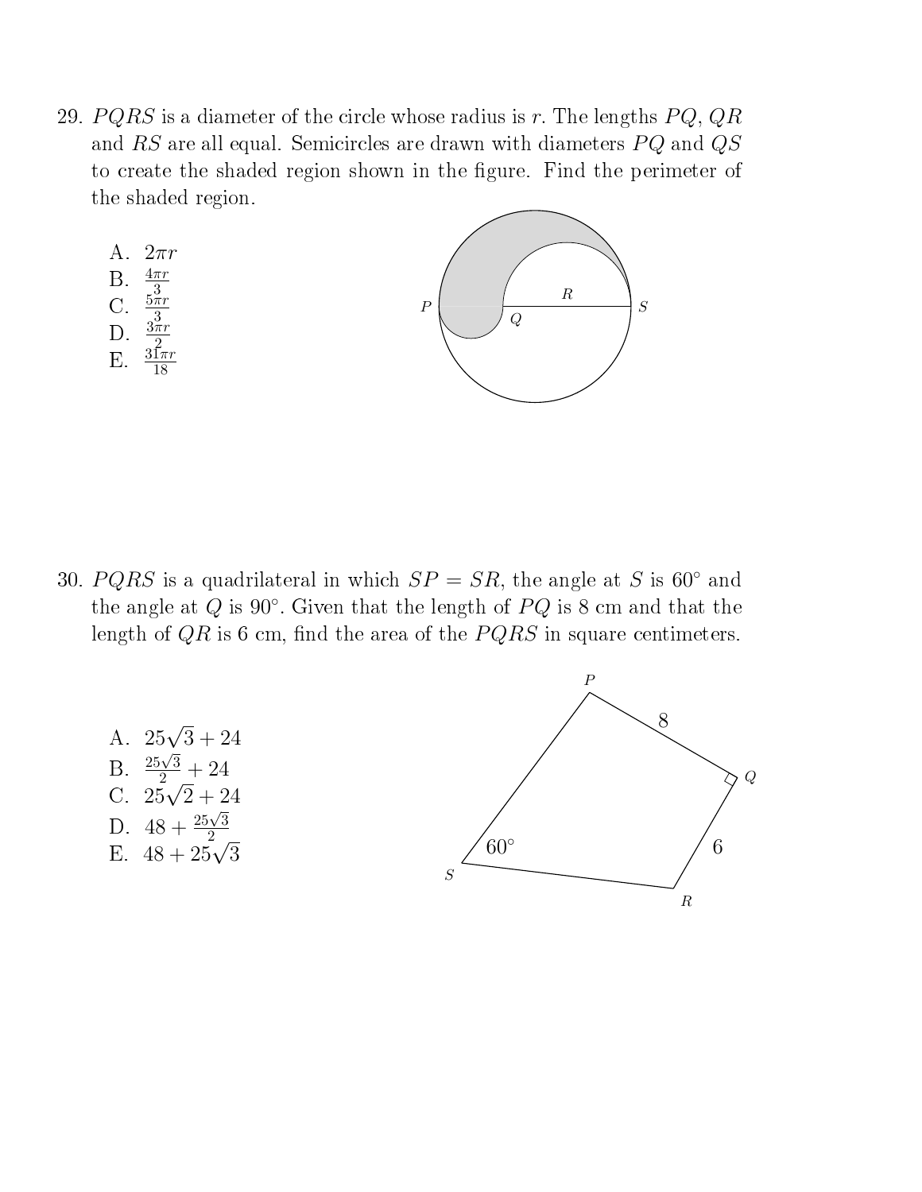29. $PQRS$ is a diameter of the circle whose radius is $r$. The lengths $PQ$, $QR$ and $RS$ are all equal. Semicircles are drawn with diameters $PQ$ and $QS$ to create the shaded region shown in the figure. Find the perimeter of the shaded region.

   A. $2\pi r$
   B. $\frac{4\pi r}{3}$
   C. $\frac{5\pi r}{3}$
   D. $\frac{3\pi r}{2}$
   E. $\frac{31\pi r}{18}$

P
R
S
Q

30. $PQRS$ is a quadrilateral in which $SP = SR$, the angle at $S$ is $60^\circ$ and the angle at $Q$ is $90^\circ$. Given that the length of $PQ$ is 8 cm and that the length of $QR$ is 6 cm, find the area of the $PQRS$ in square centimeters.

   A. $25\sqrt{3} + 24$
   B. $\frac{25\sqrt{3}}{2} + 24$
   C. $25\sqrt{2} + 24$
   D. $48 + \frac{25\sqrt{3}}{2}$
   E. $48 + 25\sqrt{3}$

P
8
Q
60°
6
S
R